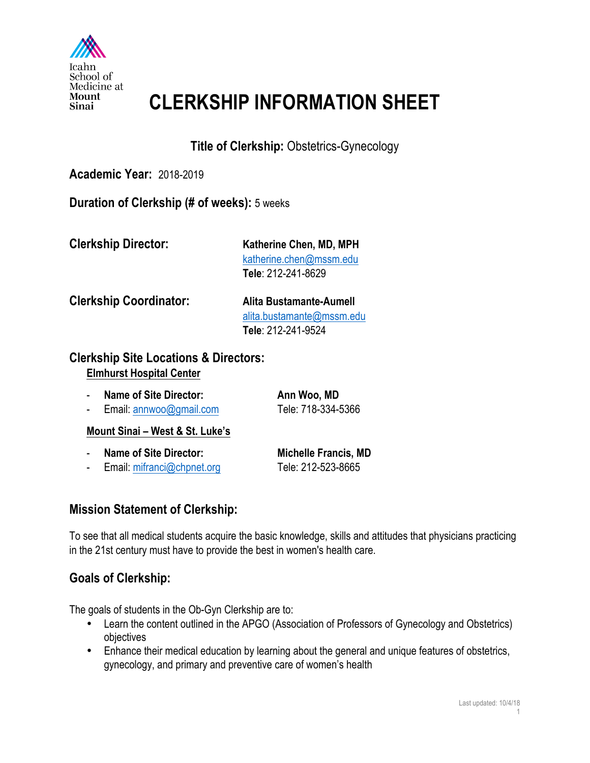Icahn School of Medicine at Mount Sinai

# CLERKSHIP INFORMATION SHEET

**Title of Clerkship:** Obstetrics-Gynecology

**Academic Year:** 2018-2019

**Duration of Clerkship (# of weeks):** 5 weeks

**Clerkship Director:** **Katherine Chen, MD, MPH**
katherine.chen@mssm.edu
**Tele**: 212-241-8629

**Clerkship Coordinator:** **Alita Bustamante-Aumell**
alita.bustamante@mssm.edu
**Tele**: 212-241-9524

## Clerkship Site Locations & Directors:

**Elmhurst Hospital Center**

- **Name of Site Director:** **Ann Woo, MD**
- Email: annwoo@gmail.com Tele: 718-334-5366

**Mount Sinai – West & St. Luke's**

- **Name of Site Director:** **Michelle Francis, MD**
- Email: mifranci@chpnet.org Tele: 212-523-8665

## Mission Statement of Clerkship:

To see that all medical students acquire the basic knowledge, skills and attitudes that physicians practicing in the 21st century must have to provide the best in women's health care.

## Goals of Clerkship:

The goals of students in the Ob-Gyn Clerkship are to:

- Learn the content outlined in the APGO (Association of Professors of Gynecology and Obstetrics) objectives
- Enhance their medical education by learning about the general and unique features of obstetrics, gynecology, and primary and preventive care of women's health

Last updated: 10/4/18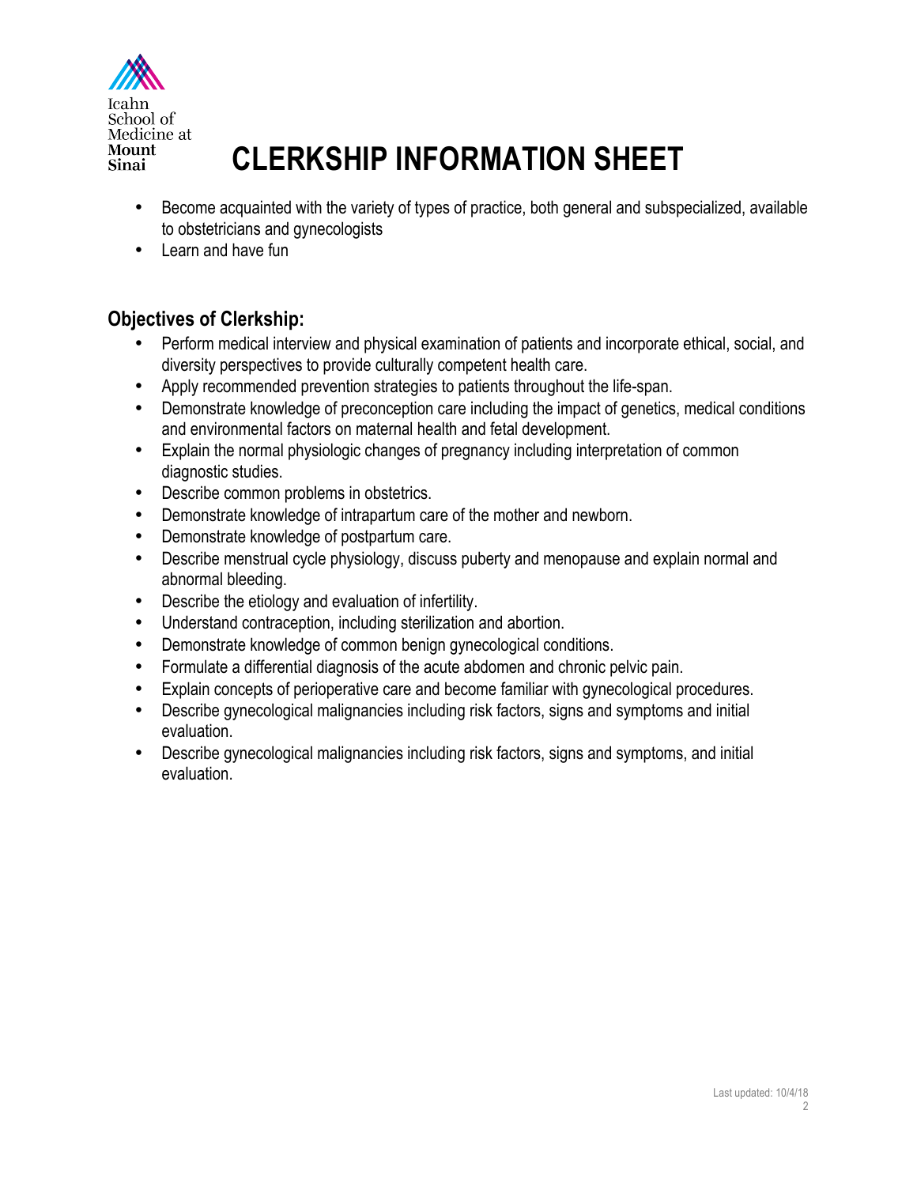# CLERKSHIP INFORMATION SHEET

- Become acquainted with the variety of types of practice, both general and subspecialized, available to obstetricians and gynecologists
- Learn and have fun

## Objectives of Clerkship:

- Perform medical interview and physical examination of patients and incorporate ethical, social, and diversity perspectives to provide culturally competent health care.
- Apply recommended prevention strategies to patients throughout the life-span.
- Demonstrate knowledge of preconception care including the impact of genetics, medical conditions and environmental factors on maternal health and fetal development.
- Explain the normal physiologic changes of pregnancy including interpretation of common diagnostic studies.
- Describe common problems in obstetrics.
- Demonstrate knowledge of intrapartum care of the mother and newborn.
- Demonstrate knowledge of postpartum care.
- Describe menstrual cycle physiology, discuss puberty and menopause and explain normal and abnormal bleeding.
- Describe the etiology and evaluation of infertility.
- Understand contraception, including sterilization and abortion.
- Demonstrate knowledge of common benign gynecological conditions.
- Formulate a differential diagnosis of the acute abdomen and chronic pelvic pain.
- Explain concepts of perioperative care and become familiar with gynecological procedures.
- Describe gynecological malignancies including risk factors, signs and symptoms and initial evaluation.
- Describe gynecological malignancies including risk factors, signs and symptoms, and initial evaluation.

Last updated: 10/4/18